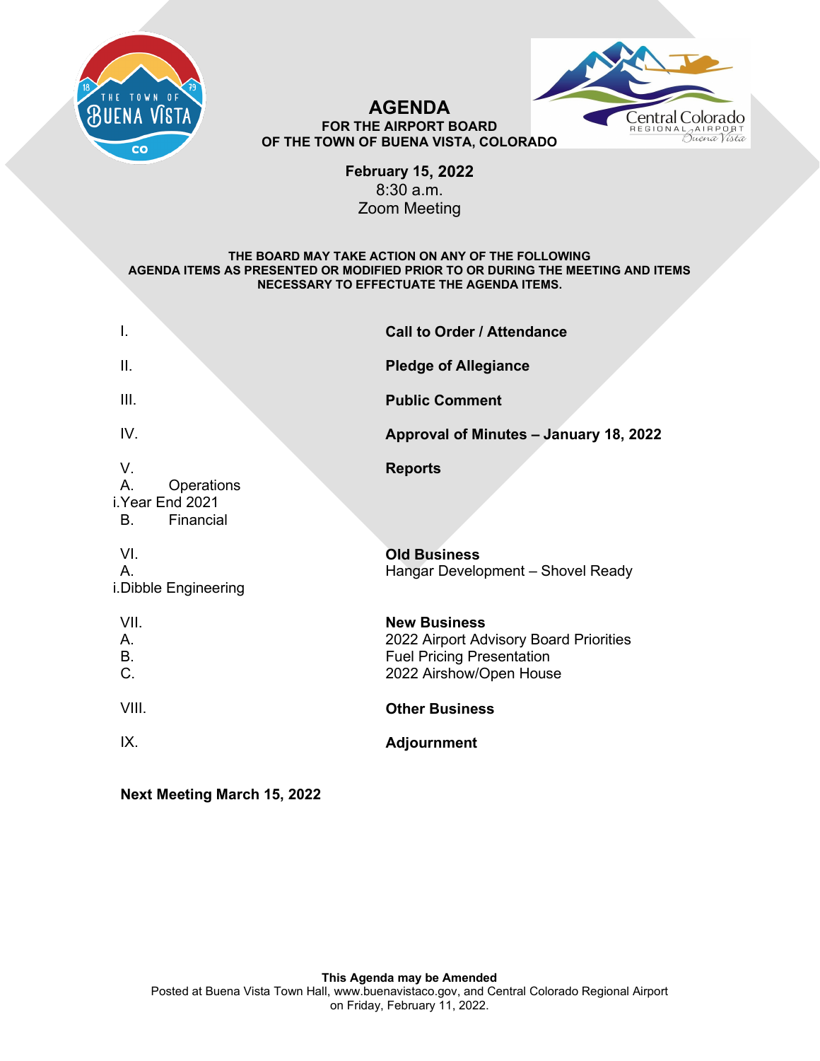# AGENDA

**FOR THE AIRPORT BOARD**
**OF THE TOWN OF BUENA VISTA, COLORADO**

**February 15, 2022**
8:30 a.m.
Zoom Meeting

**THE BOARD MAY TAKE ACTION ON ANY OF THE FOLLOWING AGENDA ITEMS AS PRESENTED OR MODIFIED PRIOR TO OR DURING THE MEETING AND ITEMS NECESSARY TO EFFECTUATE THE AGENDA ITEMS.**

I. **Call to Order / Attendance**

II. **Pledge of Allegiance**

III. **Public Comment**

IV. **Approval of Minutes – January 18, 2022**

V. **Reports**
- A. Operations
  - i. Year End 2021
- B. Financial

VI. **Old Business**
- A. Hangar Development – Shovel Ready
  - i. Dibble Engineering

VII. **New Business**
- A. 2022 Airport Advisory Board Priorities
- B. Fuel Pricing Presentation
- C. 2022 Airshow/Open House

VIII. **Other Business**

IX. **Adjournment**

**Next Meeting March 15, 2022**

**This Agenda may be Amended**
Posted at Buena Vista Town Hall, www.buenavistaco.gov, and Central Colorado Regional Airport on Friday, February 11, 2022.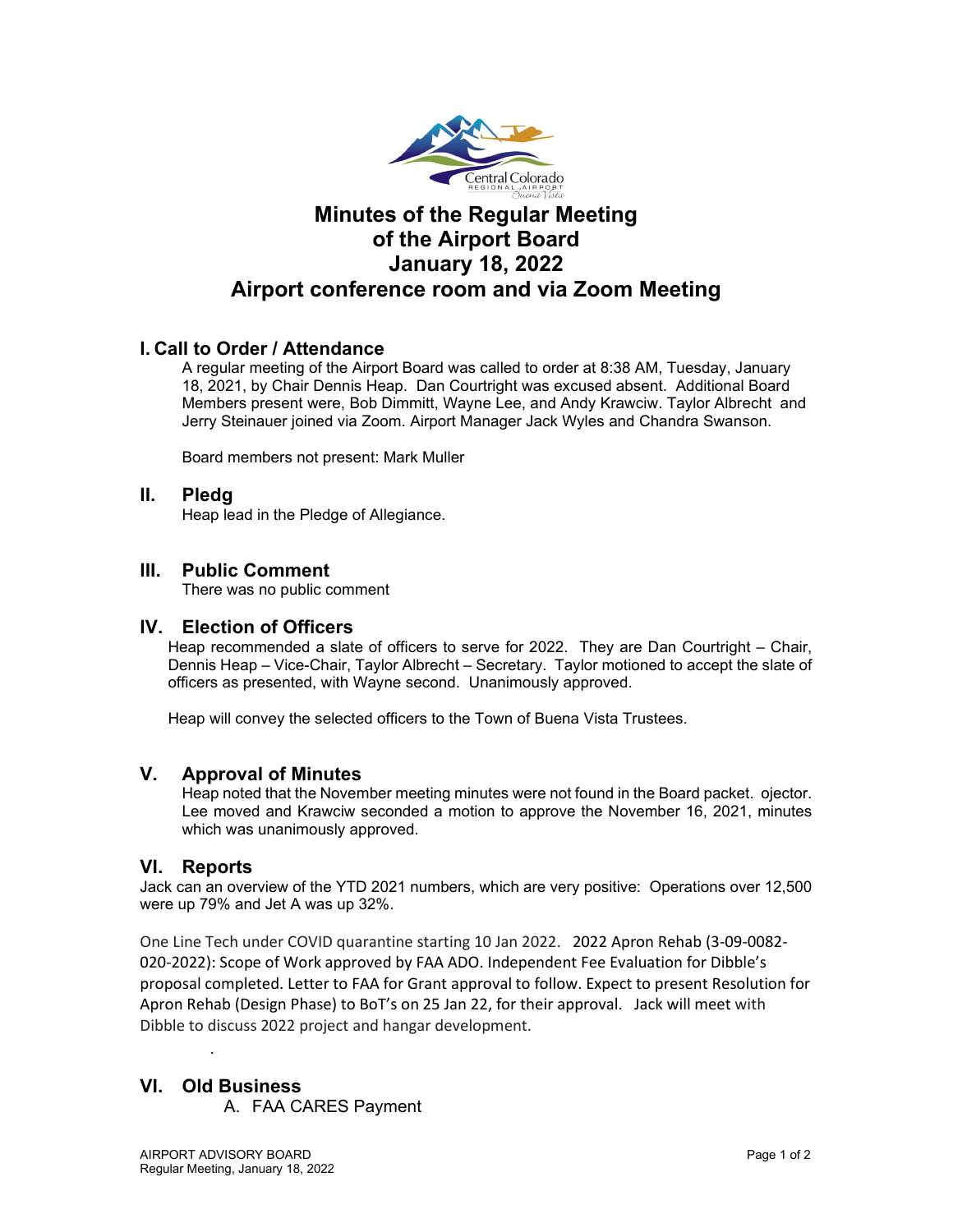# Minutes of the Regular Meeting of the Airport Board January 18, 2022 Airport conference room and via Zoom Meeting

## I. Call to Order / Attendance

A regular meeting of the Airport Board was called to order at 8:38 AM, Tuesday, January 18, 2021, by Chair Dennis Heap. Dan Courtright was excused absent. Additional Board Members present were, Bob Dimmitt, Wayne Lee, and Andy Krawciw. Taylor Albrecht and Jerry Steinauer joined via Zoom. Airport Manager Jack Wyles and Chandra Swanson.

Board members not present: Mark Muller

## II. Pledg

Heap lead in the Pledge of Allegiance.

## III. Public Comment

There was no public comment

## IV. Election of Officers

Heap recommended a slate of officers to serve for 2022. They are Dan Courtright – Chair, Dennis Heap – Vice-Chair, Taylor Albrecht – Secretary. Taylor motioned to accept the slate of officers as presented, with Wayne second. Unanimously approved.

Heap will convey the selected officers to the Town of Buena Vista Trustees.

## V. Approval of Minutes

Heap noted that the November meeting minutes were not found in the Board packet. ojector. Lee moved and Krawciw seconded a motion to approve the November 16, 2021, minutes which was unanimously approved.

## VI. Reports

Jack can an overview of the YTD 2021 numbers, which are very positive: Operations over 12,500 were up 79% and Jet A was up 32%.

One Line Tech under COVID quarantine starting 10 Jan 2022. 2022 Apron Rehab (3-09-0082-020-2022): Scope of Work approved by FAA ADO. Independent Fee Evaluation for Dibble's proposal completed. Letter to FAA for Grant approval to follow. Expect to present Resolution for Apron Rehab (Design Phase) to BoT's on 25 Jan 22, for their approval. Jack will meet with Dibble to discuss 2022 project and hangar development.

.

## VI. Old Business

A. FAA CARES Payment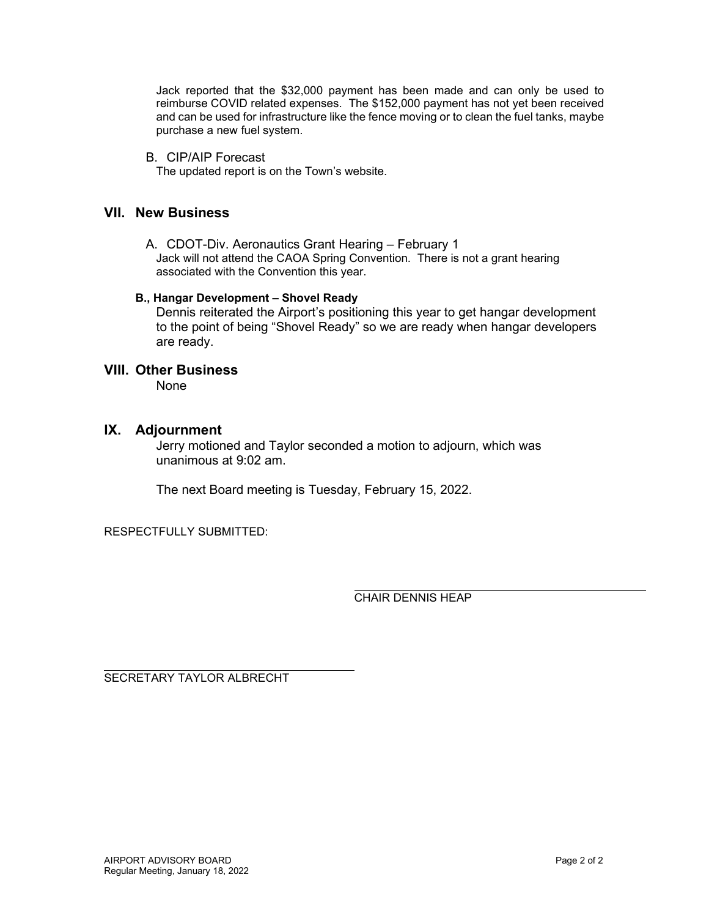Jack reported that the $32,000 payment has been made and can only be used to reimburse COVID related expenses. The $152,000 payment has not yet been received and can be used for infrastructure like the fence moving or to clean the fuel tanks, maybe purchase a new fuel system.

B. CIP/AIP Forecast

The updated report is on the Town's website.

## VII. New Business

A. CDOT-Div. Aeronautics Grant Hearing – February 1

Jack will not attend the CAOA Spring Convention. There is not a grant hearing associated with the Convention this year.

**B., Hangar Development – Shovel Ready**

Dennis reiterated the Airport's positioning this year to get hangar development to the point of being "Shovel Ready" so we are ready when hangar developers are ready.

## VIII. Other Business

None

## IX. Adjournment

Jerry motioned and Taylor seconded a motion to adjourn, which was unanimous at 9:02 am.

The next Board meeting is Tuesday, February 15, 2022.

RESPECTFULLY SUBMITTED:

CHAIR DENNIS HEAP

SECRETARY TAYLOR ALBRECHT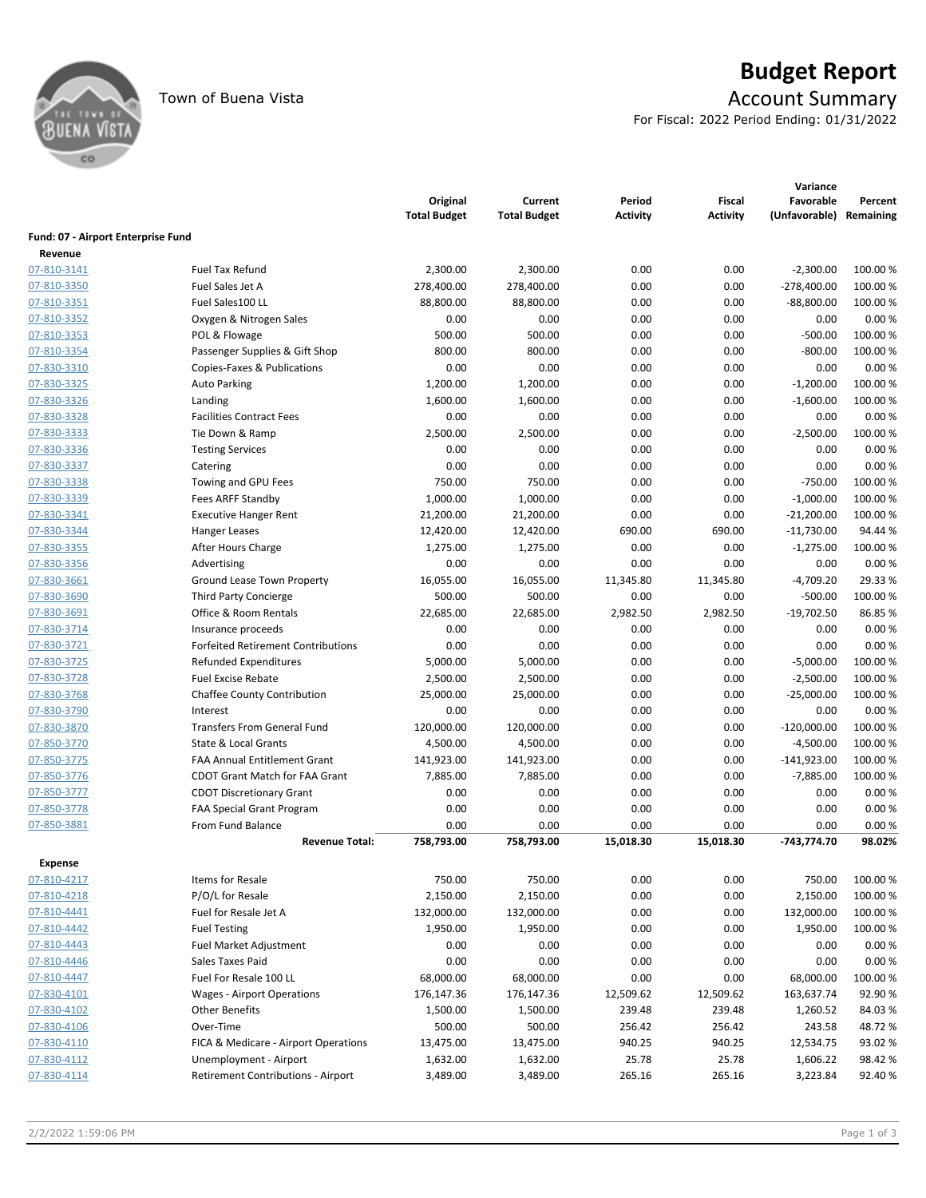# Budget Report

## Account Summary

Town of Buena Vista

For Fiscal: 2022 Period Ending: 01/31/2022

| | | Original Total Budget | Current Total Budget | Period Activity | Fiscal Activity | Variance Favorable (Unfavorable) | Percent Remaining |
|---|---|---|---|---|---|---|---|
| **Fund: 07 - Airport Enterprise Fund** | | | | | | | |
| **Revenue** | | | | | | | |
| 07-810-3141 | Fuel Tax Refund | 2,300.00 | 2,300.00 | 0.00 | 0.00 | -2,300.00 | 100.00 % |
| 07-810-3350 | Fuel Sales Jet A | 278,400.00 | 278,400.00 | 0.00 | 0.00 | -278,400.00 | 100.00 % |
| 07-810-3351 | Fuel Sales100 LL | 88,800.00 | 88,800.00 | 0.00 | 0.00 | -88,800.00 | 100.00 % |
| 07-810-3352 | Oxygen & Nitrogen Sales | 0.00 | 0.00 | 0.00 | 0.00 | 0.00 | 0.00 % |
| 07-810-3353 | POL & Flowage | 500.00 | 500.00 | 0.00 | 0.00 | -500.00 | 100.00 % |
| 07-810-3354 | Passenger Supplies & Gift Shop | 800.00 | 800.00 | 0.00 | 0.00 | -800.00 | 100.00 % |
| 07-830-3310 | Copies-Faxes & Publications | 0.00 | 0.00 | 0.00 | 0.00 | 0.00 | 0.00 % |
| 07-830-3325 | Auto Parking | 1,200.00 | 1,200.00 | 0.00 | 0.00 | -1,200.00 | 100.00 % |
| 07-830-3326 | Landing | 1,600.00 | 1,600.00 | 0.00 | 0.00 | -1,600.00 | 100.00 % |
| 07-830-3328 | Facilities Contract Fees | 0.00 | 0.00 | 0.00 | 0.00 | 0.00 | 0.00 % |
| 07-830-3333 | Tie Down & Ramp | 2,500.00 | 2,500.00 | 0.00 | 0.00 | -2,500.00 | 100.00 % |
| 07-830-3336 | Testing Services | 0.00 | 0.00 | 0.00 | 0.00 | 0.00 | 0.00 % |
| 07-830-3337 | Catering | 0.00 | 0.00 | 0.00 | 0.00 | 0.00 | 0.00 % |
| 07-830-3338 | Towing and GPU Fees | 750.00 | 750.00 | 0.00 | 0.00 | -750.00 | 100.00 % |
| 07-830-3339 | Fees ARFF Standby | 1,000.00 | 1,000.00 | 0.00 | 0.00 | -1,000.00 | 100.00 % |
| 07-830-3341 | Executive Hanger Rent | 21,200.00 | 21,200.00 | 0.00 | 0.00 | -21,200.00 | 100.00 % |
| 07-830-3344 | Hanger Leases | 12,420.00 | 12,420.00 | 690.00 | 690.00 | -11,730.00 | 94.44 % |
| 07-830-3355 | After Hours Charge | 1,275.00 | 1,275.00 | 0.00 | 0.00 | -1,275.00 | 100.00 % |
| 07-830-3356 | Advertising | 0.00 | 0.00 | 0.00 | 0.00 | 0.00 | 0.00 % |
| 07-830-3661 | Ground Lease Town Property | 16,055.00 | 16,055.00 | 11,345.80 | 11,345.80 | -4,709.20 | 29.33 % |
| 07-830-3690 | Third Party Concierge | 500.00 | 500.00 | 0.00 | 0.00 | -500.00 | 100.00 % |
| 07-830-3691 | Office & Room Rentals | 22,685.00 | 22,685.00 | 2,982.50 | 2,982.50 | -19,702.50 | 86.85 % |
| 07-830-3714 | Insurance proceeds | 0.00 | 0.00 | 0.00 | 0.00 | 0.00 | 0.00 % |
| 07-830-3721 | Forfeited Retirement Contributions | 0.00 | 0.00 | 0.00 | 0.00 | 0.00 | 0.00 % |
| 07-830-3725 | Refunded Expenditures | 5,000.00 | 5,000.00 | 0.00 | 0.00 | -5,000.00 | 100.00 % |
| 07-830-3728 | Fuel Excise Rebate | 2,500.00 | 2,500.00 | 0.00 | 0.00 | -2,500.00 | 100.00 % |
| 07-830-3768 | Chaffee County Contribution | 25,000.00 | 25,000.00 | 0.00 | 0.00 | -25,000.00 | 100.00 % |
| 07-830-3790 | Interest | 0.00 | 0.00 | 0.00 | 0.00 | 0.00 | 0.00 % |
| 07-830-3870 | Transfers From General Fund | 120,000.00 | 120,000.00 | 0.00 | 0.00 | -120,000.00 | 100.00 % |
| 07-850-3770 | State & Local Grants | 4,500.00 | 4,500.00 | 0.00 | 0.00 | -4,500.00 | 100.00 % |
| 07-850-3775 | FAA Annual Entitlement Grant | 141,923.00 | 141,923.00 | 0.00 | 0.00 | -141,923.00 | 100.00 % |
| 07-850-3776 | CDOT Grant Match for FAA Grant | 7,885.00 | 7,885.00 | 0.00 | 0.00 | -7,885.00 | 100.00 % |
| 07-850-3777 | CDOT Discretionary Grant | 0.00 | 0.00 | 0.00 | 0.00 | 0.00 | 0.00 % |
| 07-850-3778 | FAA Special Grant Program | 0.00 | 0.00 | 0.00 | 0.00 | 0.00 | 0.00 % |
| 07-850-3881 | From Fund Balance | 0.00 | 0.00 | 0.00 | 0.00 | 0.00 | 0.00 % |
| | **Revenue Total:** | **758,793.00** | **758,793.00** | **15,018.30** | **15,018.30** | **-743,774.70** | **98.02%** |
| **Expense** | | | | | | | |
| 07-810-4217 | Items for Resale | 750.00 | 750.00 | 0.00 | 0.00 | 750.00 | 100.00 % |
| 07-810-4218 | P/O/L for Resale | 2,150.00 | 2,150.00 | 0.00 | 0.00 | 2,150.00 | 100.00 % |
| 07-810-4441 | Fuel for Resale Jet A | 132,000.00 | 132,000.00 | 0.00 | 0.00 | 132,000.00 | 100.00 % |
| 07-810-4442 | Fuel Testing | 1,950.00 | 1,950.00 | 0.00 | 0.00 | 1,950.00 | 100.00 % |
| 07-810-4443 | Fuel Market Adjustment | 0.00 | 0.00 | 0.00 | 0.00 | 0.00 | 0.00 % |
| 07-810-4446 | Sales Taxes Paid | 0.00 | 0.00 | 0.00 | 0.00 | 0.00 | 0.00 % |
| 07-810-4447 | Fuel For Resale 100 LL | 68,000.00 | 68,000.00 | 0.00 | 0.00 | 68,000.00 | 100.00 % |
| 07-830-4101 | Wages - Airport Operations | 176,147.36 | 176,147.36 | 12,509.62 | 12,509.62 | 163,637.74 | 92.90 % |
| 07-830-4102 | Other Benefits | 1,500.00 | 1,500.00 | 239.48 | 239.48 | 1,260.52 | 84.03 % |
| 07-830-4106 | Over-Time | 500.00 | 500.00 | 256.42 | 256.42 | 243.58 | 48.72 % |
| 07-830-4110 | FICA & Medicare - Airport Operations | 13,475.00 | 13,475.00 | 940.25 | 940.25 | 12,534.75 | 93.02 % |
| 07-830-4112 | Unemployment - Airport | 1,632.00 | 1,632.00 | 25.78 | 25.78 | 1,606.22 | 98.42 % |
| 07-830-4114 | Retirement Contributions - Airport | 3,489.00 | 3,489.00 | 265.16 | 265.16 | 3,223.84 | 92.40 % |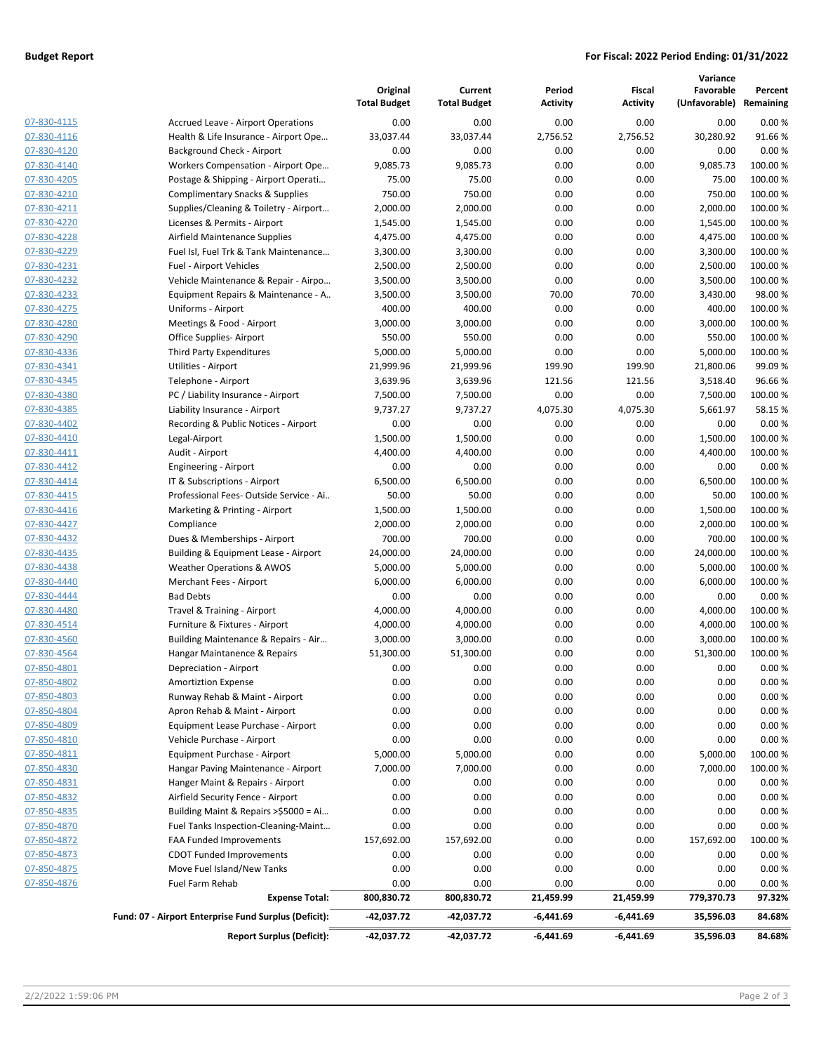**Budget Report** **For Fiscal: 2022 Period Ending: 01/31/2022**

| | | Original Total Budget | Current Total Budget | Period Activity | Fiscal Activity | Variance Favorable (Unfavorable) | Percent Remaining |
|---|---|---|---|---|---|---|---|
| 07-830-4115 | Accrued Leave - Airport Operations | 0.00 | 0.00 | 0.00 | 0.00 | 0.00 | 0.00 % |
| 07-830-4116 | Health & Life Insurance - Airport Ope… | 33,037.44 | 33,037.44 | 2,756.52 | 2,756.52 | 30,280.92 | 91.66 % |
| 07-830-4120 | Background Check - Airport | 0.00 | 0.00 | 0.00 | 0.00 | 0.00 | 0.00 % |
| 07-830-4140 | Workers Compensation - Airport Ope… | 9,085.73 | 9,085.73 | 0.00 | 0.00 | 9,085.73 | 100.00 % |
| 07-830-4205 | Postage & Shipping - Airport Operati… | 75.00 | 75.00 | 0.00 | 0.00 | 75.00 | 100.00 % |
| 07-830-4210 | Complimentary Snacks & Supplies | 750.00 | 750.00 | 0.00 | 0.00 | 750.00 | 100.00 % |
| 07-830-4211 | Supplies/Cleaning & Toiletry - Airport… | 2,000.00 | 2,000.00 | 0.00 | 0.00 | 2,000.00 | 100.00 % |
| 07-830-4220 | Licenses & Permits - Airport | 1,545.00 | 1,545.00 | 0.00 | 0.00 | 1,545.00 | 100.00 % |
| 07-830-4228 | Airfield Maintenance Supplies | 4,475.00 | 4,475.00 | 0.00 | 0.00 | 4,475.00 | 100.00 % |
| 07-830-4229 | Fuel Isl, Fuel Trk & Tank Maintenance… | 3,300.00 | 3,300.00 | 0.00 | 0.00 | 3,300.00 | 100.00 % |
| 07-830-4231 | Fuel - Airport Vehicles | 2,500.00 | 2,500.00 | 0.00 | 0.00 | 2,500.00 | 100.00 % |
| 07-830-4232 | Vehicle Maintenance & Repair - Airpo… | 3,500.00 | 3,500.00 | 0.00 | 0.00 | 3,500.00 | 100.00 % |
| 07-830-4233 | Equipment Repairs & Maintenance - A.. | 3,500.00 | 3,500.00 | 70.00 | 70.00 | 3,430.00 | 98.00 % |
| 07-830-4275 | Uniforms - Airport | 400.00 | 400.00 | 0.00 | 0.00 | 400.00 | 100.00 % |
| 07-830-4280 | Meetings & Food - Airport | 3,000.00 | 3,000.00 | 0.00 | 0.00 | 3,000.00 | 100.00 % |
| 07-830-4290 | Office Supplies- Airport | 550.00 | 550.00 | 0.00 | 0.00 | 550.00 | 100.00 % |
| 07-830-4336 | Third Party Expenditures | 5,000.00 | 5,000.00 | 0.00 | 0.00 | 5,000.00 | 100.00 % |
| 07-830-4341 | Utilities - Airport | 21,999.96 | 21,999.96 | 199.90 | 199.90 | 21,800.06 | 99.09 % |
| 07-830-4345 | Telephone - Airport | 3,639.96 | 3,639.96 | 121.56 | 121.56 | 3,518.40 | 96.66 % |
| 07-830-4380 | PC / Liability Insurance - Airport | 7,500.00 | 7,500.00 | 0.00 | 0.00 | 7,500.00 | 100.00 % |
| 07-830-4385 | Liability Insurance - Airport | 9,737.27 | 9,737.27 | 4,075.30 | 4,075.30 | 5,661.97 | 58.15 % |
| 07-830-4402 | Recording & Public Notices - Airport | 0.00 | 0.00 | 0.00 | 0.00 | 0.00 | 0.00 % |
| 07-830-4410 | Legal-Airport | 1,500.00 | 1,500.00 | 0.00 | 0.00 | 1,500.00 | 100.00 % |
| 07-830-4411 | Audit - Airport | 4,400.00 | 4,400.00 | 0.00 | 0.00 | 4,400.00 | 100.00 % |
| 07-830-4412 | Engineering - Airport | 0.00 | 0.00 | 0.00 | 0.00 | 0.00 | 0.00 % |
| 07-830-4414 | IT & Subscriptions - Airport | 6,500.00 | 6,500.00 | 0.00 | 0.00 | 6,500.00 | 100.00 % |
| 07-830-4415 | Professional Fees- Outside Service - Ai.. | 50.00 | 50.00 | 0.00 | 0.00 | 50.00 | 100.00 % |
| 07-830-4416 | Marketing & Printing - Airport | 1,500.00 | 1,500.00 | 0.00 | 0.00 | 1,500.00 | 100.00 % |
| 07-830-4427 | Compliance | 2,000.00 | 2,000.00 | 0.00 | 0.00 | 2,000.00 | 100.00 % |
| 07-830-4432 | Dues & Memberships - Airport | 700.00 | 700.00 | 0.00 | 0.00 | 700.00 | 100.00 % |
| 07-830-4435 | Building & Equipment Lease - Airport | 24,000.00 | 24,000.00 | 0.00 | 0.00 | 24,000.00 | 100.00 % |
| 07-830-4438 | Weather Operations & AWOS | 5,000.00 | 5,000.00 | 0.00 | 0.00 | 5,000.00 | 100.00 % |
| 07-830-4440 | Merchant Fees - Airport | 6,000.00 | 6,000.00 | 0.00 | 0.00 | 6,000.00 | 100.00 % |
| 07-830-4444 | Bad Debts | 0.00 | 0.00 | 0.00 | 0.00 | 0.00 | 0.00 % |
| 07-830-4480 | Travel & Training - Airport | 4,000.00 | 4,000.00 | 0.00 | 0.00 | 4,000.00 | 100.00 % |
| 07-830-4514 | Furniture & Fixtures - Airport | 4,000.00 | 4,000.00 | 0.00 | 0.00 | 4,000.00 | 100.00 % |
| 07-830-4560 | Building Maintenance & Repairs - Air… | 3,000.00 | 3,000.00 | 0.00 | 0.00 | 3,000.00 | 100.00 % |
| 07-830-4564 | Hangar Maintanence & Repairs | 51,300.00 | 51,300.00 | 0.00 | 0.00 | 51,300.00 | 100.00 % |
| 07-850-4801 | Depreciation - Airport | 0.00 | 0.00 | 0.00 | 0.00 | 0.00 | 0.00 % |
| 07-850-4802 | Amortiztion Expense | 0.00 | 0.00 | 0.00 | 0.00 | 0.00 | 0.00 % |
| 07-850-4803 | Runway Rehab & Maint - Airport | 0.00 | 0.00 | 0.00 | 0.00 | 0.00 | 0.00 % |
| 07-850-4804 | Apron Rehab & Maint - Airport | 0.00 | 0.00 | 0.00 | 0.00 | 0.00 | 0.00 % |
| 07-850-4809 | Equipment Lease Purchase - Airport | 0.00 | 0.00 | 0.00 | 0.00 | 0.00 | 0.00 % |
| 07-850-4810 | Vehicle Purchase - Airport | 0.00 | 0.00 | 0.00 | 0.00 | 0.00 | 0.00 % |
| 07-850-4811 | Equipment Purchase - Airport | 5,000.00 | 5,000.00 | 0.00 | 0.00 | 5,000.00 | 100.00 % |
| 07-850-4830 | Hangar Paving Maintenance - Airport | 7,000.00 | 7,000.00 | 0.00 | 0.00 | 7,000.00 | 100.00 % |
| 07-850-4831 | Hanger Maint & Repairs - Airport | 0.00 | 0.00 | 0.00 | 0.00 | 0.00 | 0.00 % |
| 07-850-4832 | Airfield Security Fence - Airport | 0.00 | 0.00 | 0.00 | 0.00 | 0.00 | 0.00 % |
| 07-850-4835 | Building Maint & Repairs >$5000 = Ai… | 0.00 | 0.00 | 0.00 | 0.00 | 0.00 | 0.00 % |
| 07-850-4870 | Fuel Tanks Inspection-Cleaning-Maint… | 0.00 | 0.00 | 0.00 | 0.00 | 0.00 | 0.00 % |
| 07-850-4872 | FAA Funded Improvements | 157,692.00 | 157,692.00 | 0.00 | 0.00 | 157,692.00 | 100.00 % |
| 07-850-4873 | CDOT Funded Improvements | 0.00 | 0.00 | 0.00 | 0.00 | 0.00 | 0.00 % |
| 07-850-4875 | Move Fuel Island/New Tanks | 0.00 | 0.00 | 0.00 | 0.00 | 0.00 | 0.00 % |
| 07-850-4876 | Fuel Farm Rehab | 0.00 | 0.00 | 0.00 | 0.00 | 0.00 | 0.00 % |
| | **Expense Total:** | **800,830.72** | **800,830.72** | **21,459.99** | **21,459.99** | **779,370.73** | **97.32%** |
| | **Fund: 07 - Airport Enterprise Fund Surplus (Deficit):** | **-42,037.72** | **-42,037.72** | **-6,441.69** | **-6,441.69** | **35,596.03** | **84.68%** |
| | **Report Surplus (Deficit):** | **-42,037.72** | **-42,037.72** | **-6,441.69** | **-6,441.69** | **35,596.03** | **84.68%** |

2/2/2022 1:59:06 PM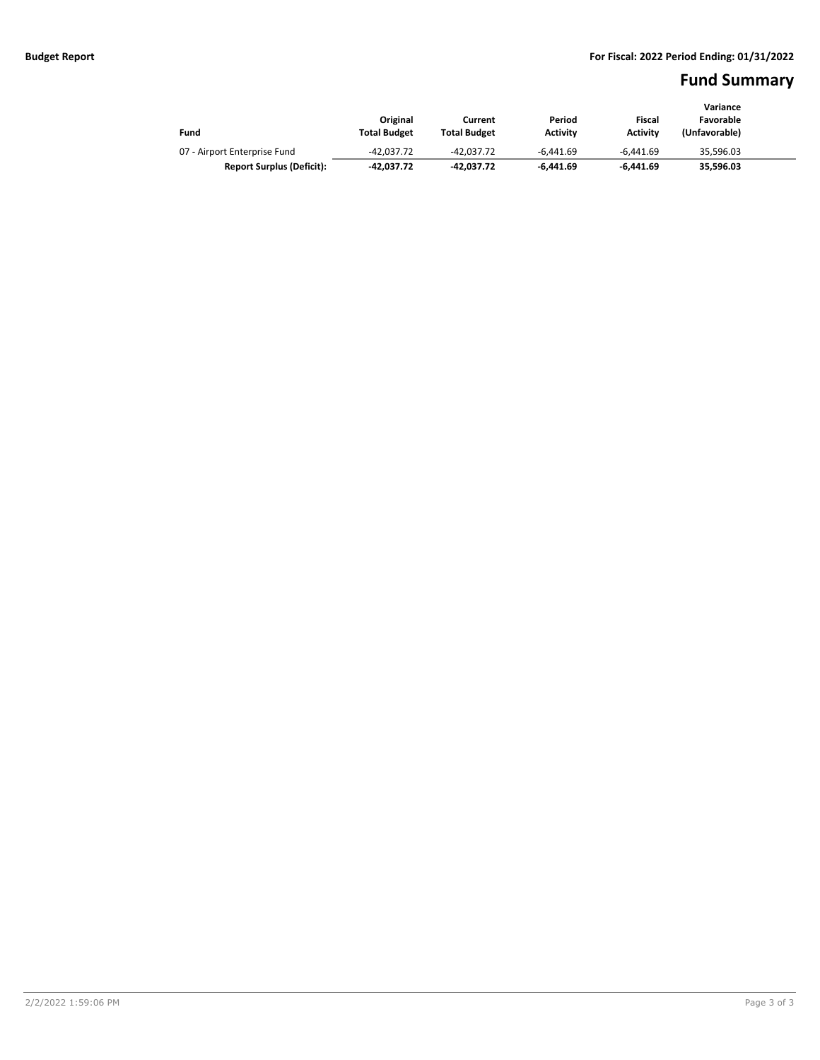**Budget Report** **For Fiscal: 2022 Period Ending: 01/31/2022**

# Fund Summary

| Fund | Original Total Budget | Current Total Budget | Period Activity | Fiscal Activity | Variance Favorable (Unfavorable) |
|---|---|---|---|---|---|
| 07 - Airport Enterprise Fund | -42,037.72 | -42,037.72 | -6,441.69 | -6,441.69 | 35,596.03 |
| **Report Surplus (Deficit):** | **-42,037.72** | **-42,037.72** | **-6,441.69** | **-6,441.69** | **35,596.03** |

2/2/2022 1:59:06 PM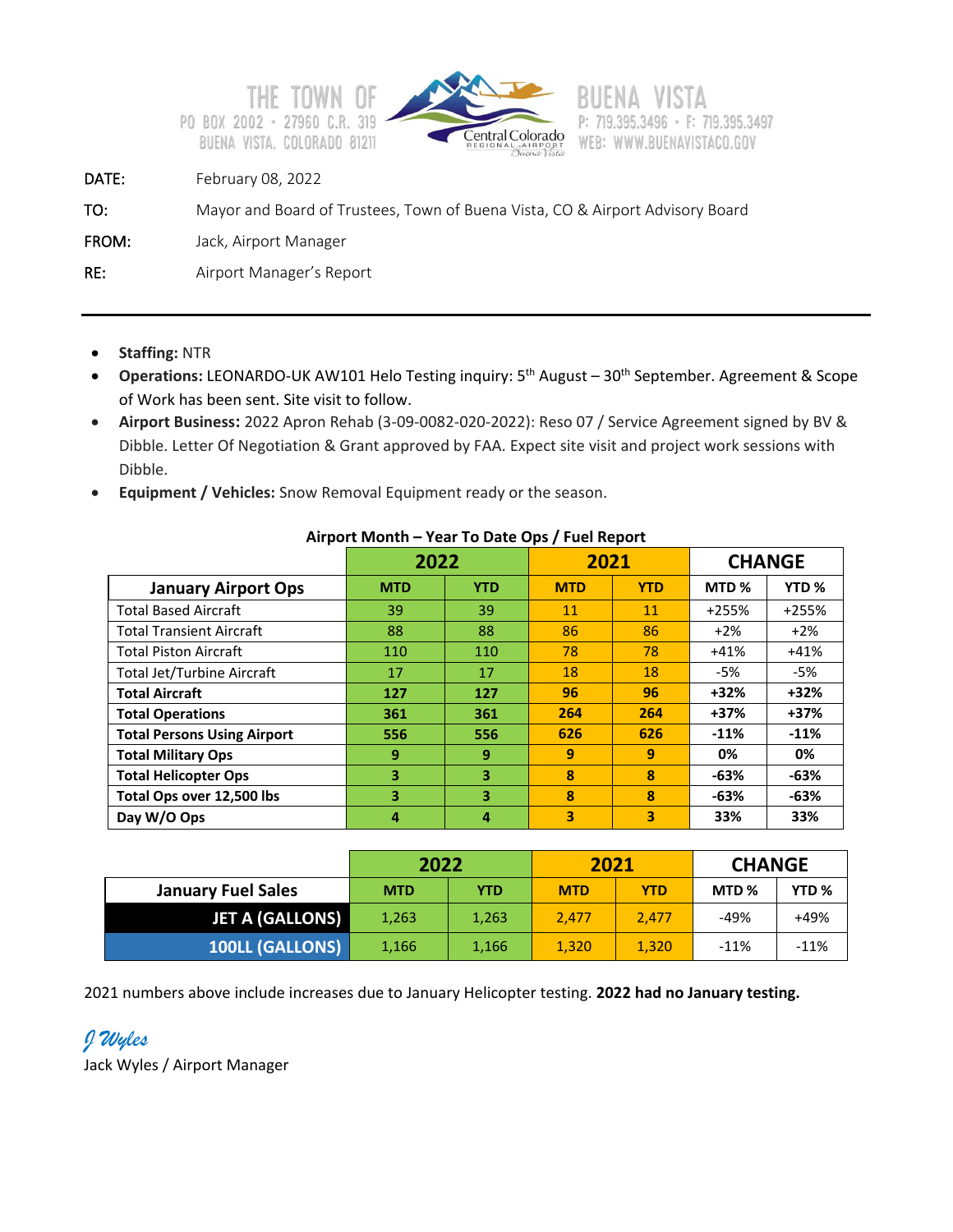THE TOWN OF BUENA VISTA
PO BOX 2002 · 27960 C.R. 319
BUENA VISTA, COLORADO 81211
P: 719.395.3496 · F: 719.395.3497
WEB: WWW.BUENAVISTACO.GOV

Central Colorado Regional Airport Buena Vista

DATE: February 08, 2022

TO: Mayor and Board of Trustees, Town of Buena Vista, CO & Airport Advisory Board

FROM: Jack, Airport Manager

RE: Airport Manager's Report

---

- **Staffing:** NTR
- **Operations:** LEONARDO-UK AW101 Helo Testing inquiry: 5th August – 30th September. Agreement & Scope of Work has been sent. Site visit to follow.
- **Airport Business:** 2022 Apron Rehab (3-09-0082-020-2022): Reso 07 / Service Agreement signed by BV & Dibble. Letter Of Negotiation & Grant approved by FAA. Expect site visit and project work sessions with Dibble.
- **Equipment / Vehicles:** Snow Removal Equipment ready or the season.

**Airport Month – Year To Date Ops / Fuel Report**

| | 2022 | | 2021 | | CHANGE | |
|---|---|---|---|---|---|---|
| **January Airport Ops** | **MTD** | **YTD** | **MTD** | **YTD** | **MTD %** | **YTD %** |
| Total Based Aircraft | 39 | 39 | 11 | 11 | +255% | +255% |
| Total Transient Aircraft | 88 | 88 | 86 | 86 | +2% | +2% |
| Total Piston Aircraft | 110 | 110 | 78 | 78 | +41% | +41% |
| Total Jet/Turbine Aircraft | 17 | 17 | 18 | 18 | -5% | -5% |
| **Total Aircraft** | **127** | **127** | **96** | **96** | **+32%** | **+32%** |
| **Total Operations** | **361** | **361** | **264** | **264** | **+37%** | **+37%** |
| **Total Persons Using Airport** | **556** | **556** | **626** | **626** | **-11%** | **-11%** |
| **Total Military Ops** | **9** | **9** | **9** | **9** | **0%** | **0%** |
| **Total Helicopter Ops** | **3** | **3** | **8** | **8** | **-63%** | **-63%** |
| **Total Ops over 12,500 lbs** | **3** | **3** | **8** | **8** | **-63%** | **-63%** |
| **Day W/O Ops** | **4** | **4** | **3** | **3** | **33%** | **33%** |

| | 2022 | | 2021 | | CHANGE | |
|---|---|---|---|---|---|---|
| **January Fuel Sales** | **MTD** | **YTD** | **MTD** | **YTD** | **MTD %** | **YTD %** |
| **JET A (GALLONS)** | 1,263 | 1,263 | 2,477 | 2,477 | -49% | +49% |
| **100LL (GALLONS)** | 1,166 | 1,166 | 1,320 | 1,320 | -11% | -11% |

2021 numbers above include increases due to January Helicopter testing. **2022 had no January testing.**

*J Wyles*
Jack Wyles / Airport Manager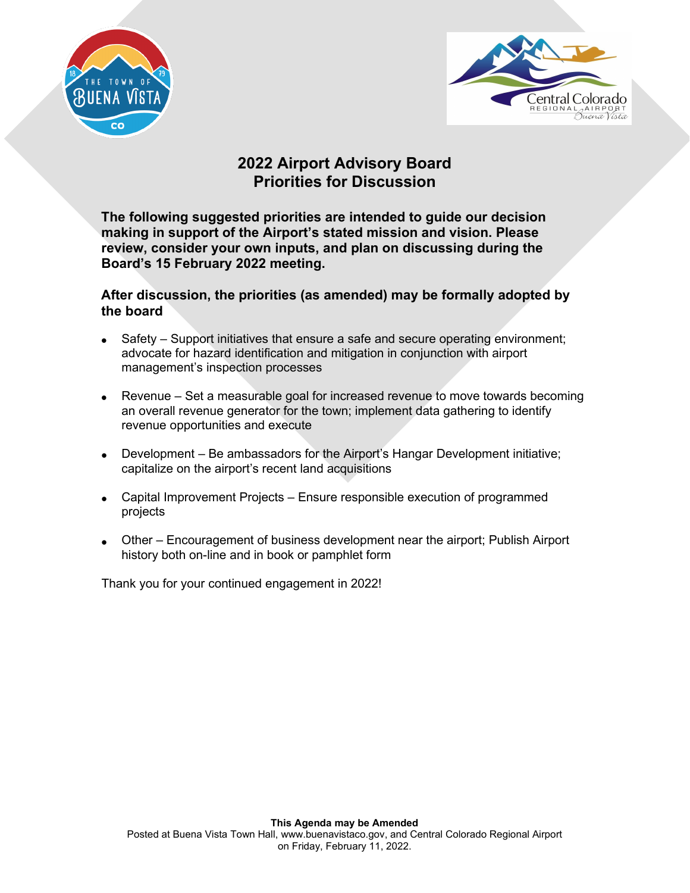# 2022 Airport Advisory Board
# Priorities for Discussion

**The following suggested priorities are intended to guide our decision making in support of the Airport's stated mission and vision. Please review, consider your own inputs, and plan on discussing during the Board's 15 February 2022 meeting.**

**After discussion, the priorities (as amended) may be formally adopted by the board**

- Safety – Support initiatives that ensure a safe and secure operating environment; advocate for hazard identification and mitigation in conjunction with airport management's inspection processes
- Revenue – Set a measurable goal for increased revenue to move towards becoming an overall revenue generator for the town; implement data gathering to identify revenue opportunities and execute
- Development – Be ambassadors for the Airport's Hangar Development initiative; capitalize on the airport's recent land acquisitions
- Capital Improvement Projects – Ensure responsible execution of programmed projects
- Other – Encouragement of business development near the airport; Publish Airport history both on-line and in book or pamphlet form

Thank you for your continued engagement in 2022!

**This Agenda may be Amended**
Posted at Buena Vista Town Hall, www.buenavistaco.gov, and Central Colorado Regional Airport on Friday, February 11, 2022.